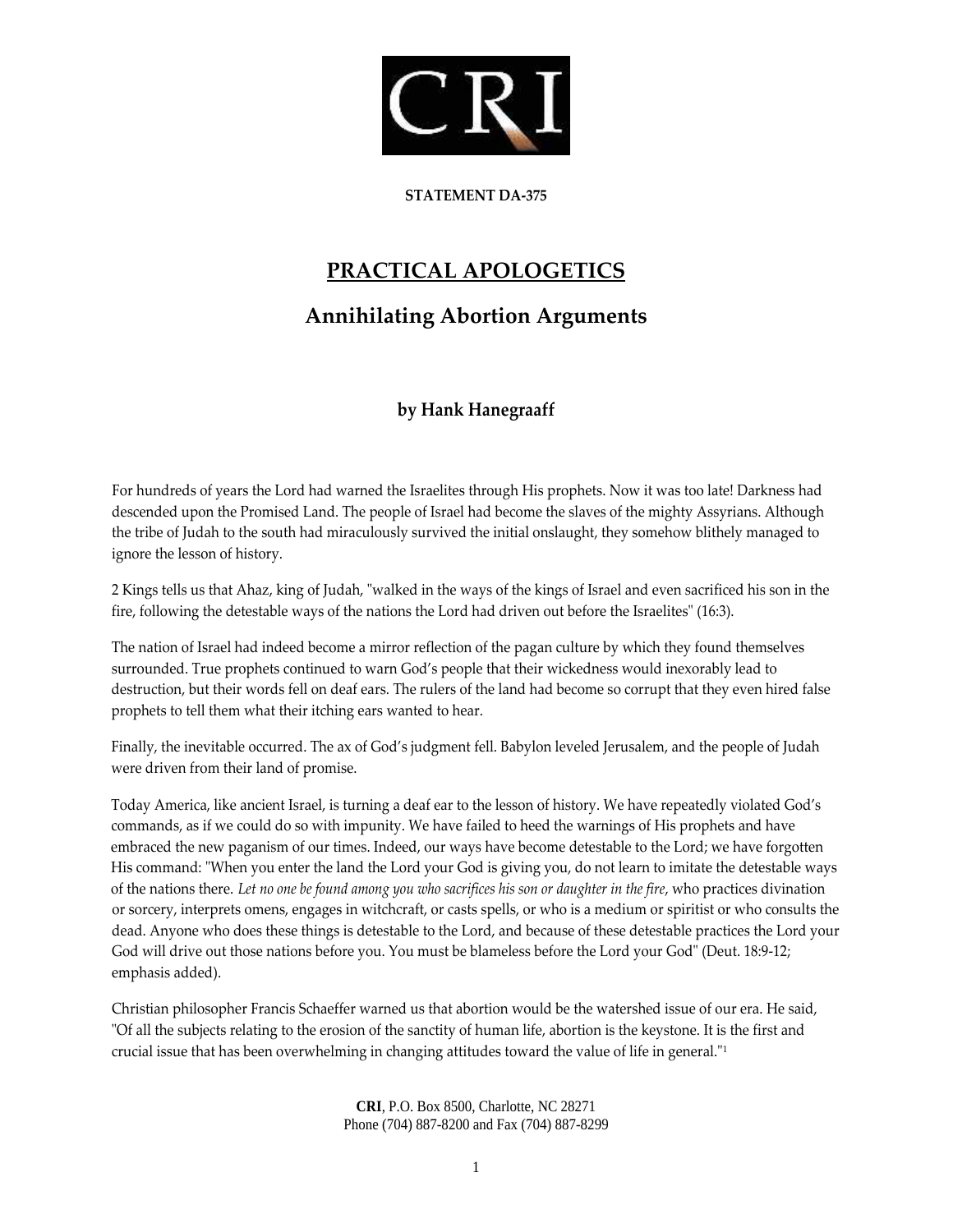**STATEMENT DA-375**

# PRACTICAL APOLOGETICS

## Annihilating Abortion Arguments

**by Hank Hanegraaff**

For hundreds of years the Lord had warned the Israelites through His prophets. Now it was too late! Darkness had descended upon the Promised Land. The people of Israel had become the slaves of the mighty Assyrians. Although the tribe of Judah to the south had miraculously survived the initial onslaught, they somehow blithely managed to ignore the lesson of history.

2 Kings tells us that Ahaz, king of Judah, "walked in the ways of the kings of Israel and even sacrificed his son in the fire, following the detestable ways of the nations the Lord had driven out before the Israelites" (16:3).

The nation of Israel had indeed become a mirror reflection of the pagan culture by which they found themselves surrounded. True prophets continued to warn God's people that their wickedness would inexorably lead to destruction, but their words fell on deaf ears. The rulers of the land had become so corrupt that they even hired false prophets to tell them what their itching ears wanted to hear.

Finally, the inevitable occurred. The ax of God's judgment fell. Babylon leveled Jerusalem, and the people of Judah were driven from their land of promise.

Today America, like ancient Israel, is turning a deaf ear to the lesson of history. We have repeatedly violated God's commands, as if we could do so with impunity. We have failed to heed the warnings of His prophets and have embraced the new paganism of our times. Indeed, our ways have become detestable to the Lord; we have forgotten His command: "When you enter the land the Lord your God is giving you, do not learn to imitate the detestable ways of the nations there. *Let no one be found among you who sacrifices his son or daughter in the fire*, who practices divination or sorcery, interprets omens, engages in witchcraft, or casts spells, or who is a medium or spiritist or who consults the dead. Anyone who does these things is detestable to the Lord, and because of these detestable practices the Lord your God will drive out those nations before you. You must be blameless before the Lord your God" (Deut. 18:9-12; emphasis added).

Christian philosopher Francis Schaeffer warned us that abortion would be the watershed issue of our era. He said, "Of all the subjects relating to the erosion of the sanctity of human life, abortion is the keystone. It is the first and crucial issue that has been overwhelming in changing attitudes toward the value of life in general."[1]

**CRI**, P.O. Box 8500, Charlotte, NC 28271
Phone (704) 887-8200 and Fax (704) 887-8299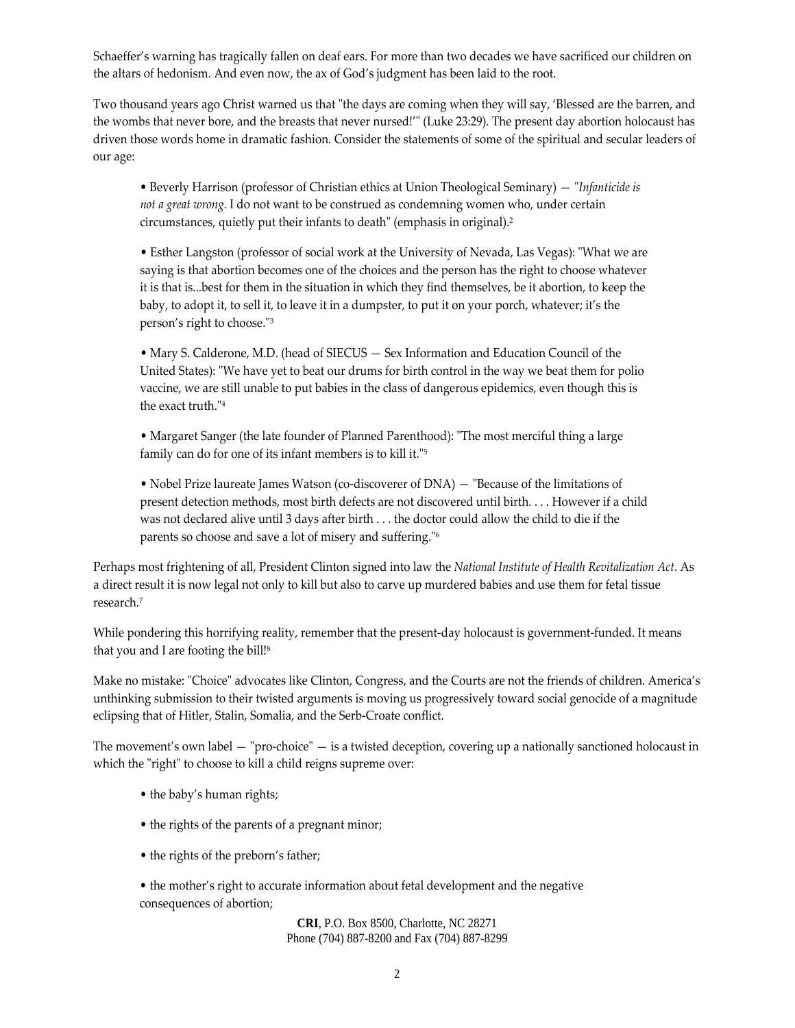Schaeffer's warning has tragically fallen on deaf ears. For more than two decades we have sacrificed our children on the altars of hedonism. And even now, the ax of God's judgment has been laid to the root.

Two thousand years ago Christ warned us that "the days are coming when they will say, 'Blessed are the barren, and the wombs that never bore, and the breasts that never nursed!'" (Luke 23:29). The present day abortion holocaust has driven those words home in dramatic fashion. Consider the statements of some of the spiritual and secular leaders of our age:

> • Beverly Harrison (professor of Christian ethics at Union Theological Seminary) — "*Infanticide is not a great wrong*. I do not want to be construed as condemning women who, under certain circumstances, quietly put their infants to death" (emphasis in original).[2]
>
> • Esther Langston (professor of social work at the University of Nevada, Las Vegas): "What we are saying is that abortion becomes one of the choices and the person has the right to choose whatever it is that is...best for them in the situation in which they find themselves, be it abortion, to keep the baby, to adopt it, to sell it, to leave it in a dumpster, to put it on your porch, whatever; it's the person's right to choose."[3]
>
> • Mary S. Calderone, M.D. (head of SIECUS — Sex Information and Education Council of the United States): "We have yet to beat our drums for birth control in the way we beat them for polio vaccine, we are still unable to put babies in the class of dangerous epidemics, even though this is the exact truth."[4]
>
> • Margaret Sanger (the late founder of Planned Parenthood): "The most merciful thing a large family can do for one of its infant members is to kill it."[5]
>
> • Nobel Prize laureate James Watson (co-discoverer of DNA) — "Because of the limitations of present detection methods, most birth defects are not discovered until birth. . . . However if a child was not declared alive until 3 days after birth . . . the doctor could allow the child to die if the parents so choose and save a lot of misery and suffering."[6]

Perhaps most frightening of all, President Clinton signed into law the *National Institute of Health Revitalization Act*. As a direct result it is now legal not only to kill but also to carve up murdered babies and use them for fetal tissue research.[7]

While pondering this horrifying reality, remember that the present-day holocaust is government-funded. It means that you and I are footing the bill![8]

Make no mistake: "Choice" advocates like Clinton, Congress, and the Courts are not the friends of children. America's unthinking submission to their twisted arguments is moving us progressively toward social genocide of a magnitude eclipsing that of Hitler, Stalin, Somalia, and the Serb-Croate conflict.

The movement's own label — "pro-choice" — is a twisted deception, covering up a nationally sanctioned holocaust in which the "right" to choose to kill a child reigns supreme over:

- the baby's human rights;
- the rights of the parents of a pregnant minor;
- the rights of the preborn's father;
- the mother's right to accurate information about fetal development and the negative consequences of abortion;

**CRI**, P.O. Box 8500, Charlotte, NC 28271
Phone (704) 887-8200 and Fax (704) 887-8299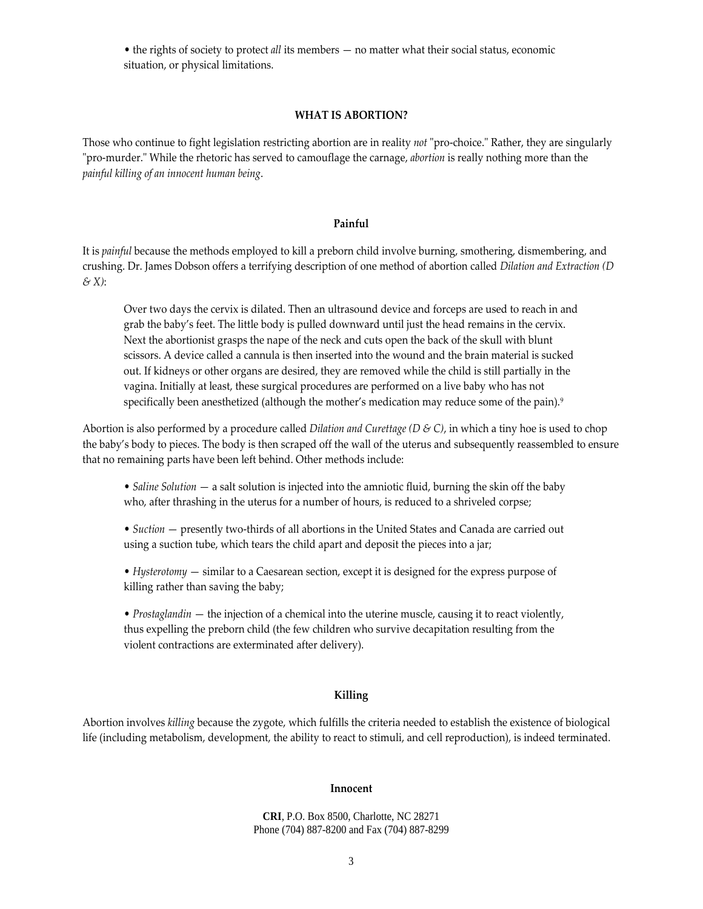• the rights of society to protect *all* its members — no matter what their social status, economic situation, or physical limitations.

### WHAT IS ABORTION?

Those who continue to fight legislation restricting abortion are in reality *not* "pro-choice." Rather, they are singularly "pro-murder." While the rhetoric has served to camouflage the carnage, *abortion* is really nothing more than the *painful killing of an innocent human being*.

#### Painful

It is *painful* because the methods employed to kill a preborn child involve burning, smothering, dismembering, and crushing. Dr. James Dobson offers a terrifying description of one method of abortion called *Dilation and Extraction (D & X)*:

> Over two days the cervix is dilated. Then an ultrasound device and forceps are used to reach in and grab the baby's feet. The little body is pulled downward until just the head remains in the cervix. Next the abortionist grasps the nape of the neck and cuts open the back of the skull with blunt scissors. A device called a cannula is then inserted into the wound and the brain material is sucked out. If kidneys or other organs are desired, they are removed while the child is still partially in the vagina. Initially at least, these surgical procedures are performed on a live baby who has not specifically been anesthetized (although the mother's medication may reduce some of the pain).[9]

Abortion is also performed by a procedure called *Dilation and Curettage (D & C)*, in which a tiny hoe is used to chop the baby's body to pieces. The body is then scraped off the wall of the uterus and subsequently reassembled to ensure that no remaining parts have been left behind. Other methods include:

- *Saline Solution* — a salt solution is injected into the amniotic fluid, burning the skin off the baby who, after thrashing in the uterus for a number of hours, is reduced to a shriveled corpse;

- *Suction* — presently two-thirds of all abortions in the United States and Canada are carried out using a suction tube, which tears the child apart and deposit the pieces into a jar;

- *Hysterotomy* — similar to a Caesarean section, except it is designed for the express purpose of killing rather than saving the baby;

- *Prostaglandin* — the injection of a chemical into the uterine muscle, causing it to react violently, thus expelling the preborn child (the few children who survive decapitation resulting from the violent contractions are exterminated after delivery).

#### Killing

Abortion involves *killing* because the zygote, which fulfills the criteria needed to establish the existence of biological life (including metabolism, development, the ability to react to stimuli, and cell reproduction), is indeed terminated.

#### Innocent

**CRI**, P.O. Box 8500, Charlotte, NC 28271
Phone (704) 887-8200 and Fax (704) 887-8299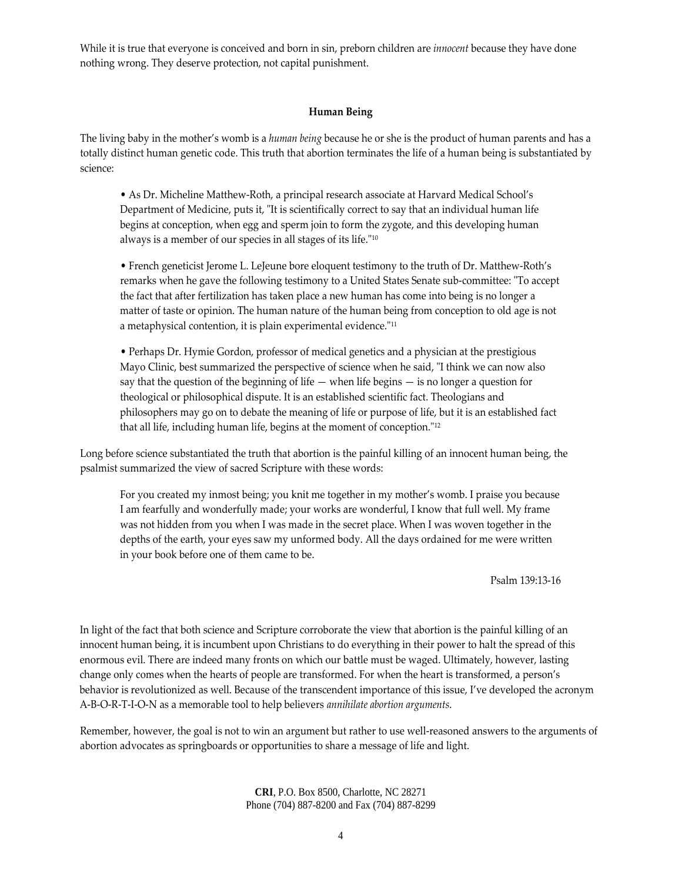While it is true that everyone is conceived and born in sin, preborn children are *innocent* because they have done nothing wrong. They deserve protection, not capital punishment.

### Human Being

The living baby in the mother's womb is a *human being* because he or she is the product of human parents and has a totally distinct human genetic code. This truth that abortion terminates the life of a human being is substantiated by science:

> • As Dr. Micheline Matthew-Roth, a principal research associate at Harvard Medical School's Department of Medicine, puts it, "It is scientifically correct to say that an individual human life begins at conception, when egg and sperm join to form the zygote, and this developing human always is a member of our species in all stages of its life."[10]
>
> • French geneticist Jerome L. LeJeune bore eloquent testimony to the truth of Dr. Matthew-Roth's remarks when he gave the following testimony to a United States Senate sub-committee: "To accept the fact that after fertilization has taken place a new human has come into being is no longer a matter of taste or opinion. The human nature of the human being from conception to old age is not a metaphysical contention, it is plain experimental evidence."[11]
>
> • Perhaps Dr. Hymie Gordon, professor of medical genetics and a physician at the prestigious Mayo Clinic, best summarized the perspective of science when he said, "I think we can now also say that the question of the beginning of life — when life begins — is no longer a question for theological or philosophical dispute. It is an established scientific fact. Theologians and philosophers may go on to debate the meaning of life or purpose of life, but it is an established fact that all life, including human life, begins at the moment of conception."[12]

Long before science substantiated the truth that abortion is the painful killing of an innocent human being, the psalmist summarized the view of sacred Scripture with these words:

> For you created my inmost being; you knit me together in my mother's womb. I praise you because I am fearfully and wonderfully made; your works are wonderful, I know that full well. My frame was not hidden from you when I was made in the secret place. When I was woven together in the depths of the earth, your eyes saw my unformed body. All the days ordained for me were written in your book before one of them came to be.
>
> Psalm 139:13-16

In light of the fact that both science and Scripture corroborate the view that abortion is the painful killing of an innocent human being, it is incumbent upon Christians to do everything in their power to halt the spread of this enormous evil. There are indeed many fronts on which our battle must be waged. Ultimately, however, lasting change only comes when the hearts of people are transformed. For when the heart is transformed, a person's behavior is revolutionized as well. Because of the transcendent importance of this issue, I've developed the acronym A-B-O-R-T-I-O-N as a memorable tool to help believers *annihilate abortion arguments*.

Remember, however, the goal is not to win an argument but rather to use well-reasoned answers to the arguments of abortion advocates as springboards or opportunities to share a message of life and light.

**CRI**, P.O. Box 8500, Charlotte, NC 28271
Phone (704) 887-8200 and Fax (704) 887-8299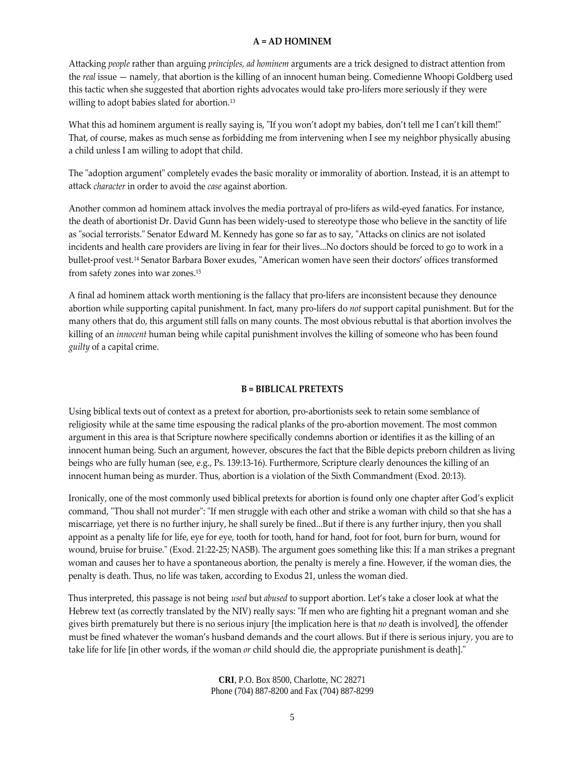## A = AD HOMINEM

Attacking *people* rather than arguing *principles, ad hominem* arguments are a trick designed to distract attention from the *real* issue — namely, that abortion is the killing of an innocent human being. Comedienne Whoopi Goldberg used this tactic when she suggested that abortion rights advocates would take pro-lifers more seriously if they were willing to adopt babies slated for abortion.[13]

What this ad hominem argument is really saying is, "If you won't adopt my babies, don't tell me I can't kill them!" That, of course, makes as much sense as forbidding me from intervening when I see my neighbor physically abusing a child unless I am willing to adopt that child.

The "adoption argument" completely evades the basic morality or immorality of abortion. Instead, it is an attempt to attack *character* in order to avoid the *case* against abortion.

Another common ad hominem attack involves the media portrayal of pro-lifers as wild-eyed fanatics. For instance, the death of abortionist Dr. David Gunn has been widely-used to stereotype those who believe in the sanctity of life as "social terrorists." Senator Edward M. Kennedy has gone so far as to say, "Attacks on clinics are not isolated incidents and health care providers are living in fear for their lives...No doctors should be forced to go to work in a bullet-proof vest.[14] Senator Barbara Boxer exudes, "American women have seen their doctors' offices transformed from safety zones into war zones.[15]

A final ad hominem attack worth mentioning is the fallacy that pro-lifers are inconsistent because they denounce abortion while supporting capital punishment. In fact, many pro-lifers do *not* support capital punishment. But for the many others that do, this argument still falls on many counts. The most obvious rebuttal is that abortion involves the killing of an *innocent* human being while capital punishment involves the killing of someone who has been found *guilty* of a capital crime.

## B = BIBLICAL PRETEXTS

Using biblical texts out of context as a pretext for abortion, pro-abortionists seek to retain some semblance of religiosity while at the same time espousing the radical planks of the pro-abortion movement. The most common argument in this area is that Scripture nowhere specifically condemns abortion or identifies it as the killing of an innocent human being. Such an argument, however, obscures the fact that the Bible depicts preborn children as living beings who are fully human (see, e.g., Ps. 139:13-16). Furthermore, Scripture clearly denounces the killing of an innocent human being as murder. Thus, abortion is a violation of the Sixth Commandment (Exod. 20:13).

Ironically, one of the most commonly used biblical pretexts for abortion is found only one chapter after God's explicit command, "Thou shall not murder": "If men struggle with each other and strike a woman with child so that she has a miscarriage, yet there is no further injury, he shall surely be fined...But if there is any further injury, then you shall appoint as a penalty life for life, eye for eye, tooth for tooth, hand for hand, foot for foot, burn for burn, wound for wound, bruise for bruise." (Exod. 21:22-25; NASB). The argument goes something like this: If a man strikes a pregnant woman and causes her to have a spontaneous abortion, the penalty is merely a fine. However, if the woman dies, the penalty is death. Thus, no life was taken, according to Exodus 21, unless the woman died.

Thus interpreted, this passage is not being *used* but *abused* to support abortion. Let's take a closer look at what the Hebrew text (as correctly translated by the NIV) really says: "If men who are fighting hit a pregnant woman and she gives birth prematurely but there is no serious injury [the implication here is that *no* death is involved], the offender must be fined whatever the woman's husband demands and the court allows. But if there is serious injury, you are to take life for life [in other words, if the woman *or* child should die, the appropriate punishment is death]."

**CRI**, P.O. Box 8500, Charlotte, NC 28271
Phone (704) 887-8200 and Fax (704) 887-8299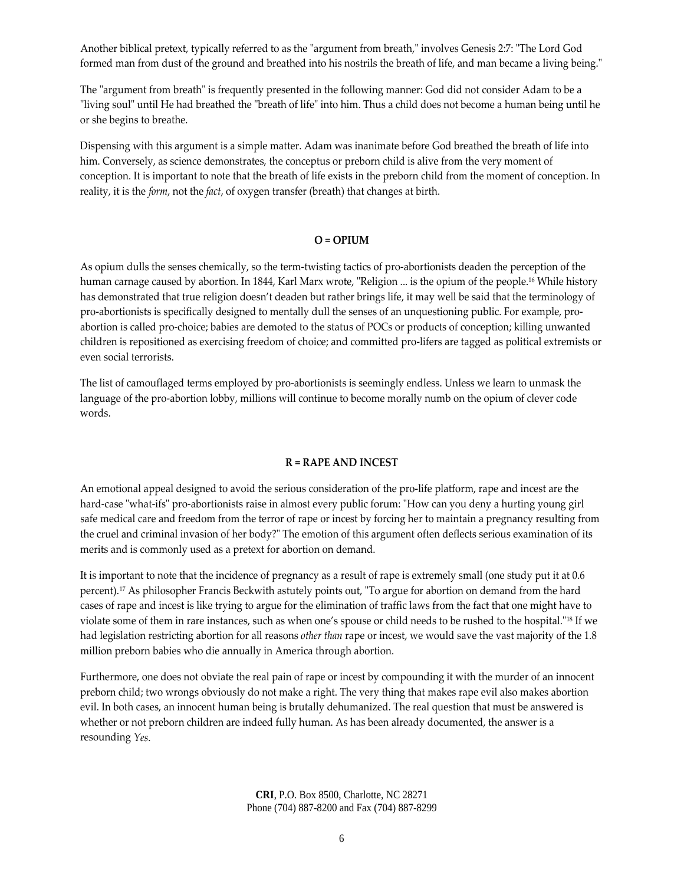Another biblical pretext, typically referred to as the "argument from breath," involves Genesis 2:7: "The Lord God formed man from dust of the ground and breathed into his nostrils the breath of life, and man became a living being."

The "argument from breath" is frequently presented in the following manner: God did not consider Adam to be a "living soul" until He had breathed the "breath of life" into him. Thus a child does not become a human being until he or she begins to breathe.

Dispensing with this argument is a simple matter. Adam was inanimate before God breathed the breath of life into him. Conversely, as science demonstrates, the conceptus or preborn child is alive from the very moment of conception. It is important to note that the breath of life exists in the preborn child from the moment of conception. In reality, it is the *form*, not the *fact*, of oxygen transfer (breath) that changes at birth.

## O = OPIUM

As opium dulls the senses chemically, so the term-twisting tactics of pro-abortionists deaden the perception of the human carnage caused by abortion. In 1844, Karl Marx wrote, "Religion ... is the opium of the people.[16] While history has demonstrated that true religion doesn't deaden but rather brings life, it may well be said that the terminology of pro-abortionists is specifically designed to mentally dull the senses of an unquestioning public. For example, pro-abortion is called pro-choice; babies are demoted to the status of POCs or products of conception; killing unwanted children is repositioned as exercising freedom of choice; and committed pro-lifers are tagged as political extremists or even social terrorists.

The list of camouflaged terms employed by pro-abortionists is seemingly endless. Unless we learn to unmask the language of the pro-abortion lobby, millions will continue to become morally numb on the opium of clever code words.

## R = RAPE AND INCEST

An emotional appeal designed to avoid the serious consideration of the pro-life platform, rape and incest are the hard-case "what-ifs" pro-abortionists raise in almost every public forum: "How can you deny a hurting young girl safe medical care and freedom from the terror of rape or incest by forcing her to maintain a pregnancy resulting from the cruel and criminal invasion of her body?" The emotion of this argument often deflects serious examination of its merits and is commonly used as a pretext for abortion on demand.

It is important to note that the incidence of pregnancy as a result of rape is extremely small (one study put it at 0.6 percent).[17] As philosopher Francis Beckwith astutely points out, "To argue for abortion on demand from the hard cases of rape and incest is like trying to argue for the elimination of traffic laws from the fact that one might have to violate some of them in rare instances, such as when one's spouse or child needs to be rushed to the hospital."[18] If we had legislation restricting abortion for all reasons *other than* rape or incest, we would save the vast majority of the 1.8 million preborn babies who die annually in America through abortion.

Furthermore, one does not obviate the real pain of rape or incest by compounding it with the murder of an innocent preborn child; two wrongs obviously do not make a right. The very thing that makes rape evil also makes abortion evil. In both cases, an innocent human being is brutally dehumanized. The real question that must be answered is whether or not preborn children are indeed fully human. As has been already documented, the answer is a resounding *Yes*.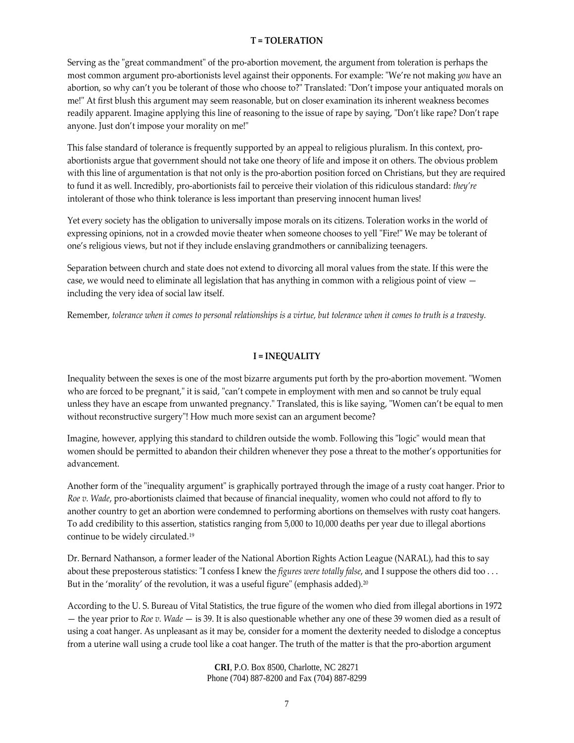## T = TOLERATION

Serving as the "great commandment" of the pro-abortion movement, the argument from toleration is perhaps the most common argument pro-abortionists level against their opponents. For example: "We're not making *you* have an abortion, so why can't you be tolerant of those who choose to?" Translated: "Don't impose your antiquated morals on me!" At first blush this argument may seem reasonable, but on closer examination its inherent weakness becomes readily apparent. Imagine applying this line of reasoning to the issue of rape by saying, "Don't like rape? Don't rape anyone. Just don't impose your morality on me!"

This false standard of tolerance is frequently supported by an appeal to religious pluralism. In this context, pro-abortionists argue that government should not take one theory of life and impose it on others. The obvious problem with this line of argumentation is that not only is the pro-abortion position forced on Christians, but they are required to fund it as well. Incredibly, pro-abortionists fail to perceive their violation of this ridiculous standard: *they're* intolerant of those who think tolerance is less important than preserving innocent human lives!

Yet every society has the obligation to universally impose morals on its citizens. Toleration works in the world of expressing opinions, not in a crowded movie theater when someone chooses to yell "Fire!" We may be tolerant of one's religious views, but not if they include enslaving grandmothers or cannibalizing teenagers.

Separation between church and state does not extend to divorcing all moral values from the state. If this were the case, we would need to eliminate all legislation that has anything in common with a religious point of view — including the very idea of social law itself.

Remember, *tolerance when it comes to personal relationships is a virtue, but tolerance when it comes to truth is a travesty.*

## I = INEQUALITY

Inequality between the sexes is one of the most bizarre arguments put forth by the pro-abortion movement. "Women who are forced to be pregnant," it is said, "can't compete in employment with men and so cannot be truly equal unless they have an escape from unwanted pregnancy." Translated, this is like saying, "Women can't be equal to men without reconstructive surgery"! How much more sexist can an argument become?

Imagine, however, applying this standard to children outside the womb. Following this "logic" would mean that women should be permitted to abandon their children whenever they pose a threat to the mother's opportunities for advancement.

Another form of the "inequality argument" is graphically portrayed through the image of a rusty coat hanger. Prior to *Roe v. Wade*, pro-abortionists claimed that because of financial inequality, women who could not afford to fly to another country to get an abortion were condemned to performing abortions on themselves with rusty coat hangers. To add credibility to this assertion, statistics ranging from 5,000 to 10,000 deaths per year due to illegal abortions continue to be widely circulated.[19]

Dr. Bernard Nathanson, a former leader of the National Abortion Rights Action League (NARAL), had this to say about these preposterous statistics: "I confess I knew the *figures were totally false*, and I suppose the others did too . . . But in the 'morality' of the revolution, it was a useful figure" (emphasis added).[20]

According to the U. S. Bureau of Vital Statistics, the true figure of the women who died from illegal abortions in 1972 — the year prior to *Roe v. Wade* — is 39. It is also questionable whether any one of these 39 women died as a result of using a coat hanger. As unpleasant as it may be, consider for a moment the dexterity needed to dislodge a conceptus from a uterine wall using a crude tool like a coat hanger. The truth of the matter is that the pro-abortion argument

**CRI**, P.O. Box 8500, Charlotte, NC 28271
Phone (704) 887-8200 and Fax (704) 887-8299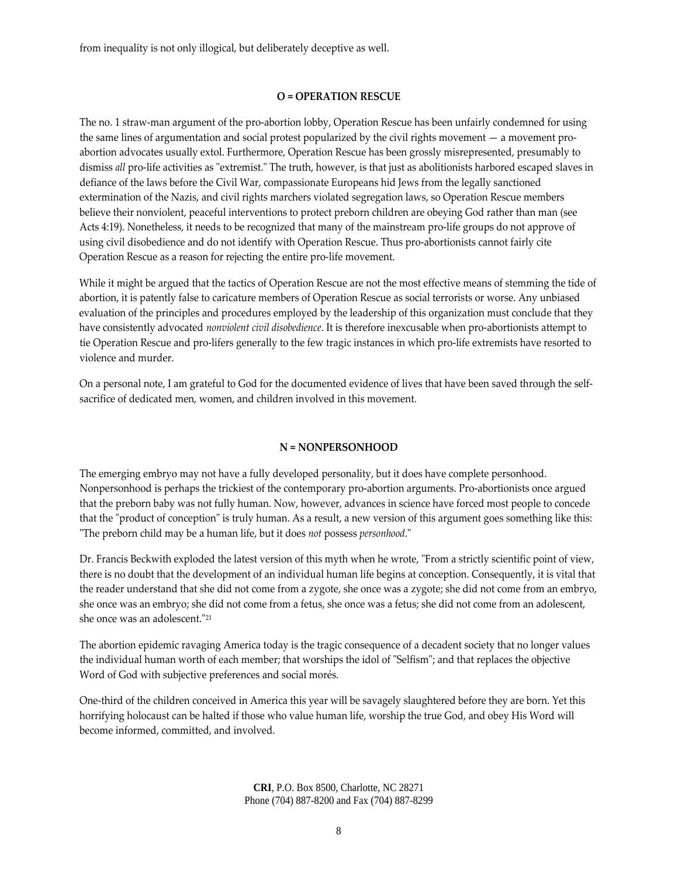from inequality is not only illogical, but deliberately deceptive as well.

## O = OPERATION RESCUE

The no. 1 straw-man argument of the pro-abortion lobby, Operation Rescue has been unfairly condemned for using the same lines of argumentation and social protest popularized by the civil rights movement — a movement pro-abortion advocates usually extol. Furthermore, Operation Rescue has been grossly misrepresented, presumably to dismiss *all* pro-life activities as "extremist." The truth, however, is that just as abolitionists harbored escaped slaves in defiance of the laws before the Civil War, compassionate Europeans hid Jews from the legally sanctioned extermination of the Nazis, and civil rights marchers violated segregation laws, so Operation Rescue members believe their nonviolent, peaceful interventions to protect preborn children are obeying God rather than man (see Acts 4:19). Nonetheless, it needs to be recognized that many of the mainstream pro-life groups do not approve of using civil disobedience and do not identify with Operation Rescue. Thus pro-abortionists cannot fairly cite Operation Rescue as a reason for rejecting the entire pro-life movement.

While it might be argued that the tactics of Operation Rescue are not the most effective means of stemming the tide of abortion, it is patently false to caricature members of Operation Rescue as social terrorists or worse. Any unbiased evaluation of the principles and procedures employed by the leadership of this organization must conclude that they have consistently advocated *nonviolent civil disobedience*. It is therefore inexcusable when pro-abortionists attempt to tie Operation Rescue and pro-lifers generally to the few tragic instances in which pro-life extremists have resorted to violence and murder.

On a personal note, I am grateful to God for the documented evidence of lives that have been saved through the self-sacrifice of dedicated men, women, and children involved in this movement.

## N = NONPERSONHOOD

The emerging embryo may not have a fully developed personality, but it does have complete personhood. Nonpersonhood is perhaps the trickiest of the contemporary pro-abortion arguments. Pro-abortionists once argued that the preborn baby was not fully human. Now, however, advances in science have forced most people to concede that the "product of conception" is truly human. As a result, a new version of this argument goes something like this: "The preborn child may be a human life, but it does *not* possess *personhood*."

Dr. Francis Beckwith exploded the latest version of this myth when he wrote, "From a strictly scientific point of view, there is no doubt that the development of an individual human life begins at conception. Consequently, it is vital that the reader understand that she did not come from a zygote, she once was a zygote; she did not come from an embryo, she once was an embryo; she did not come from a fetus, she once was a fetus; she did not come from an adolescent, she once was an adolescent."[21]

The abortion epidemic ravaging America today is the tragic consequence of a decadent society that no longer values the individual human worth of each member; that worships the idol of "Selfism"; and that replaces the objective Word of God with subjective preferences and social morés.

One-third of the children conceived in America this year will be savagely slaughtered before they are born. Yet this horrifying holocaust can be halted if those who value human life, worship the true God, and obey His Word will become informed, committed, and involved.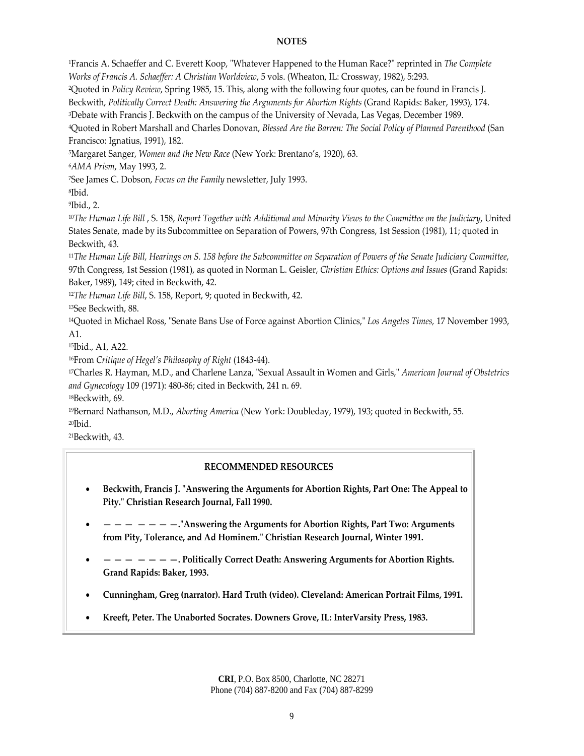**NOTES**

[1]Francis A. Schaeffer and C. Everett Koop, "Whatever Happened to the Human Race?" reprinted in *The Complete Works of Francis A. Schaeffer: A Christian Worldview*, 5 vols. (Wheaton, IL: Crossway, 1982), 5:293.

[2]Quoted in *Policy Review*, Spring 1985, 15. This, along with the following four quotes, can be found in Francis J. Beckwith, *Politically Correct Death: Answering the Arguments for Abortion Rights* (Grand Rapids: Baker, 1993), 174.

[3]Debate with Francis J. Beckwith on the campus of the University of Nevada, Las Vegas, December 1989.

[4]Quoted in Robert Marshall and Charles Donovan, *Blessed Are the Barren: The Social Policy of Planned Parenthood* (San Francisco: Ignatius, 1991), 182.

[5]Margaret Sanger, *Women and the New Race* (New York: Brentano's, 1920), 63.

[6]*AMA Prism*, May 1993, 2.

[7]See James C. Dobson, *Focus on the Family* newsletter, July 1993.

[8]Ibid.

[9]Ibid., 2.

[10]*The Human Life Bill* , S. 158, *Report Together with Additional and Minority Views to the Committee on the Judiciary*, United States Senate, made by its Subcommittee on Separation of Powers, 97th Congress, 1st Session (1981), 11; quoted in Beckwith, 43.

[11]*The Human Life Bill, Hearings on S. 158 before the Subcommittee on Separation of Powers of the Senate Judiciary Committee*, 97th Congress, 1st Session (1981), as quoted in Norman L. Geisler, *Christian Ethics: Options and Issues* (Grand Rapids: Baker, 1989), 149; cited in Beckwith, 42.

[12]*The Human Life Bill*, S. 158, Report, 9; quoted in Beckwith, 42.

[13]See Beckwith, 88.

[14]Quoted in Michael Ross, "Senate Bans Use of Force against Abortion Clinics," *Los Angeles Times,* 17 November 1993, A1.

[15]Ibid., A1, A22.

[16]From *Critique of Hegel's Philosophy of Right* (1843-44).

[17]Charles R. Hayman, M.D., and Charlene Lanza, "Sexual Assault in Women and Girls," *American Journal of Obstetrics and Gynecology* 109 (1971): 480-86; cited in Beckwith, 241 n. 69.

[18]Beckwith, 69.

[19]Bernard Nathanson, M.D., *Aborting America* (New York: Doubleday, 1979), 193; quoted in Beckwith, 55.

[20]Ibid.

[21]Beckwith, 43.

**RECOMMENDED RESOURCES**

- **Beckwith, Francis J. "Answering the Arguments for Abortion Rights, Part One: The Appeal to Pity." Christian Research Journal, Fall 1990.**
- **— — — — — — —."Answering the Arguments for Abortion Rights, Part Two: Arguments from Pity, Tolerance, and Ad Hominem." Christian Research Journal, Winter 1991.**
- **— — — — — — —. Politically Correct Death: Answering Arguments for Abortion Rights. Grand Rapids: Baker, 1993.**
- **Cunningham, Greg (narrator). Hard Truth (video). Cleveland: American Portrait Films, 1991.**
- **Kreeft, Peter. The Unaborted Socrates. Downers Grove, IL: InterVarsity Press, 1983.**

**CRI**, P.O. Box 8500, Charlotte, NC 28271
Phone (704) 887-8200 and Fax (704) 887-8299